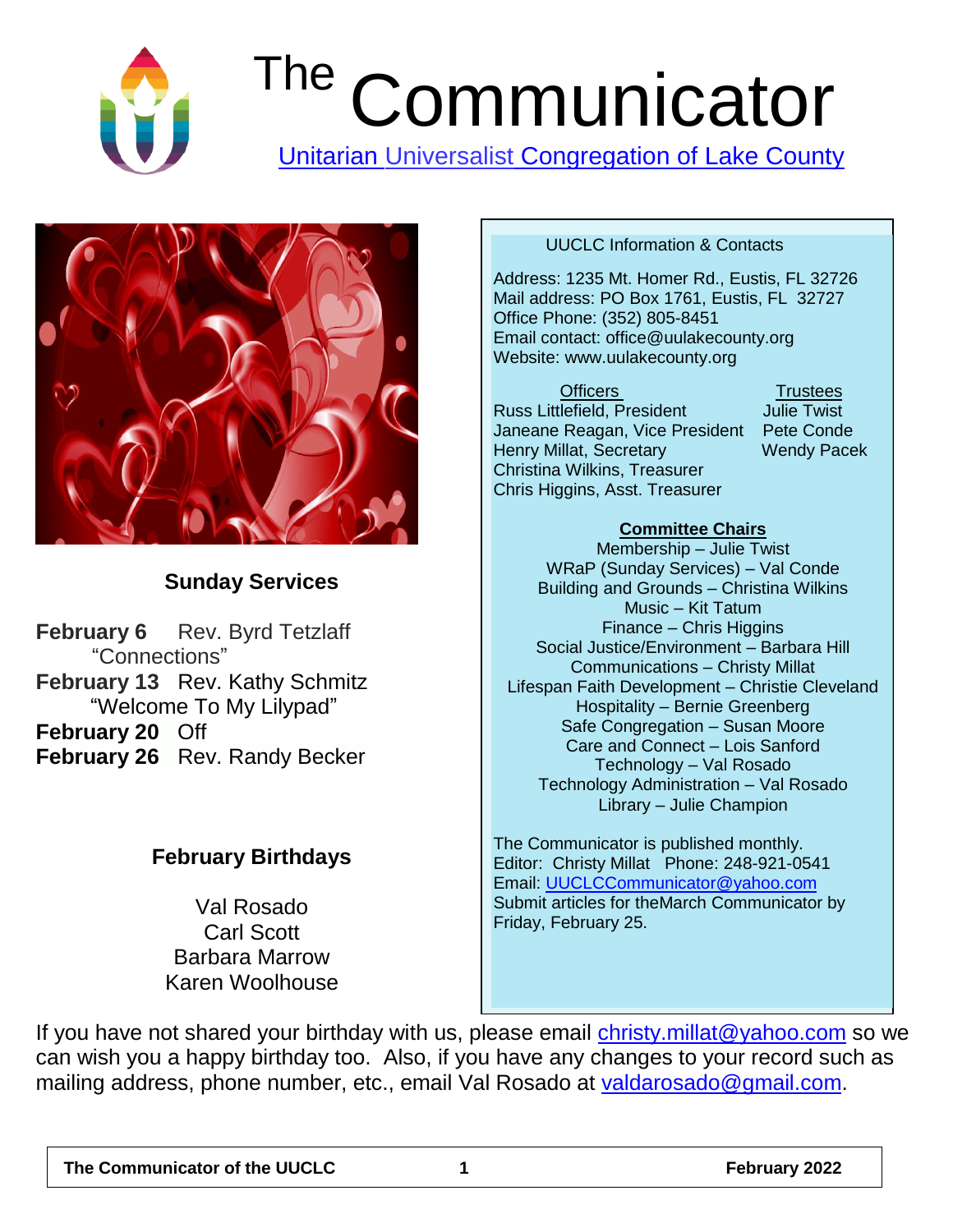# The Communicator

Unitarian Universalist Congregation of Lake County

## Sunday Services

**February 6** Rev. Byrd Tetzlaff
"Connections"

**February 13** Rev. Kathy Schmitz
"Welcome To My Lilypad"

**February 20** Off

**February 26** Rev. Randy Becker

## February Birthdays

Val Rosado
Carl Scott
Barbara Marrow
Karen Woolhouse

UUCLC Information & Contacts

Address: 1235 Mt. Homer Rd., Eustis, FL 32726
Mail address: PO Box 1761, Eustis, FL 32727
Office Phone: (352) 805-8451
Email contact: office@uulakecounty.org
Website: www.uulakecounty.org

Officers

Russ Littlefield, President
Janeane Reagan, Vice President
Henry Millat, Secretary
Christina Wilkins, Treasurer
Chris Higgins, Asst. Treasurer

Trustees

Julie Twist
Pete Conde
Wendy Pacek

**Committee Chairs**

Membership – Julie Twist
WRaP (Sunday Services) – Val Conde
Building and Grounds – Christina Wilkins
Music – Kit Tatum
Finance – Chris Higgins
Social Justice/Environment – Barbara Hill
Communications – Christy Millat
Lifespan Faith Development – Christie Cleveland
Hospitality – Bernie Greenberg
Safe Congregation – Susan Moore
Care and Connect – Lois Sanford
Technology – Val Rosado
Technology Administration – Val Rosado
Library – Julie Champion

The Communicator is published monthly.
Editor: Christy Millat Phone: 248-921-0541
Email: UUCLCCommunicator@yahoo.com
Submit articles for theMarch Communicator by Friday, February 25.

If you have not shared your birthday with us, please email christy.millat@yahoo.com so we can wish you a happy birthday too. Also, if you have any changes to your record such as mailing address, phone number, etc., email Val Rosado at valdarosado@gmail.com.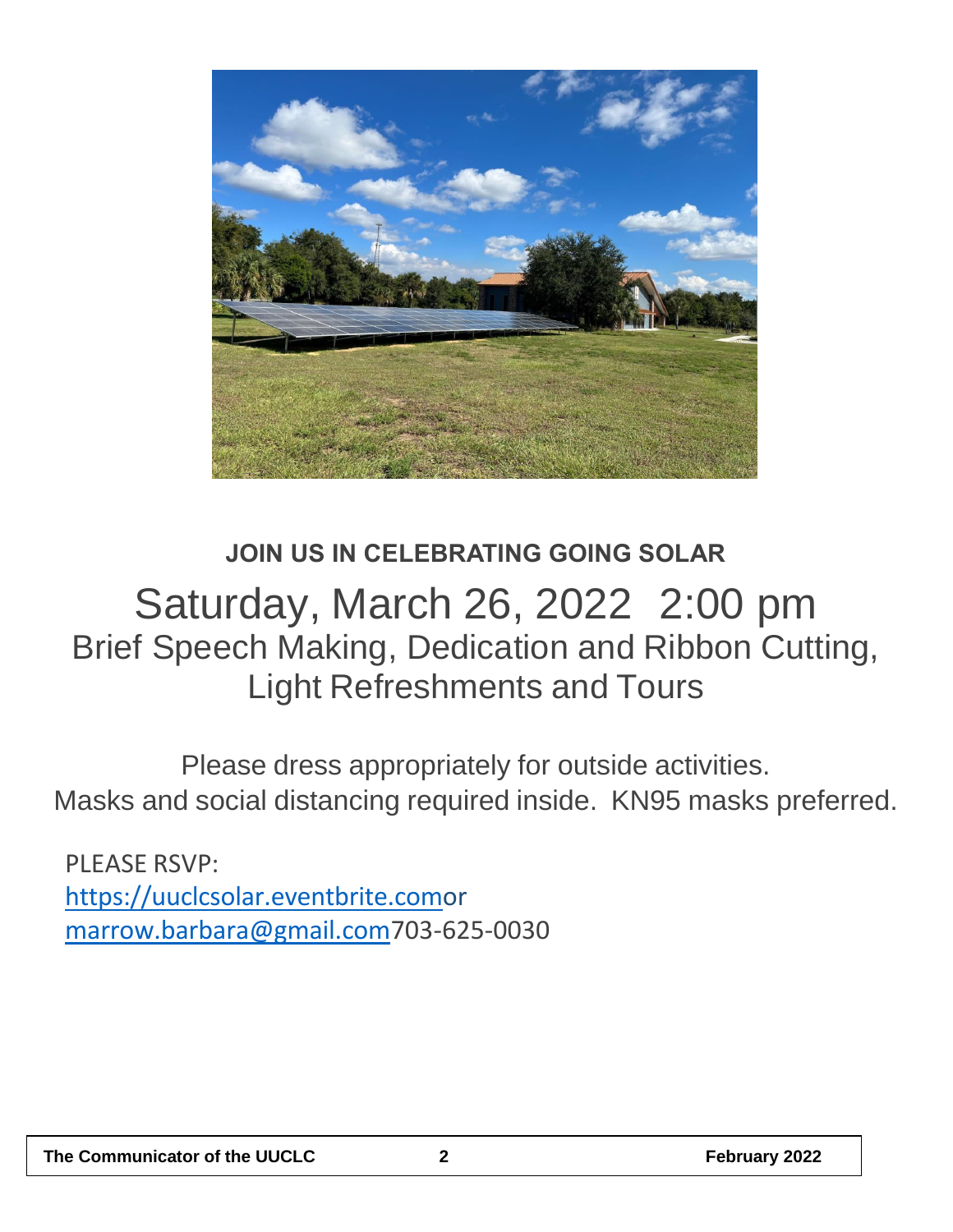**JOIN US IN CELEBRATING GOING SOLAR**

# Saturday, March 26, 2022 2:00 pm

## Brief Speech Making, Dedication and Ribbon Cutting, Light Refreshments and Tours

Please dress appropriately for outside activities.
Masks and social distancing required inside. KN95 masks preferred.

PLEASE RSVP:
https://uuclcsolar.eventbrite.com or
marrow.barbara@gmail.com 703-625-0030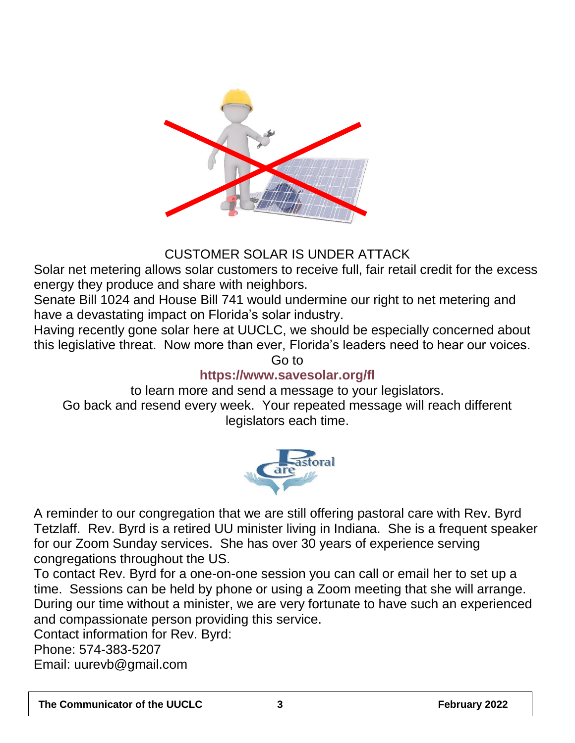## CUSTOMER SOLAR IS UNDER ATTACK

Solar net metering allows solar customers to receive full, fair retail credit for the excess energy they produce and share with neighbors.

Senate Bill 1024 and House Bill 741 would undermine our right to net metering and have a devastating impact on Florida's solar industry.

Having recently gone solar here at UUCLC, we should be especially concerned about this legislative threat. Now more than ever, Florida's leaders need to hear our voices.

Go to

**https://www.savesolar.org/fl**

to learn more and send a message to your legislators.

Go back and resend every week. Your repeated message will reach different legislators each time.

A reminder to our congregation that we are still offering pastoral care with Rev. Byrd Tetzlaff. Rev. Byrd is a retired UU minister living in Indiana. She is a frequent speaker for our Zoom Sunday services. She has over 30 years of experience serving congregations throughout the US.

To contact Rev. Byrd for a one-on-one session you can call or email her to set up a time. Sessions can be held by phone or using a Zoom meeting that she will arrange. During our time without a minister, we are very fortunate to have such an experienced and compassionate person providing this service.

Contact information for Rev. Byrd:

Phone: 574-383-5207

Email: uurevb@gmail.com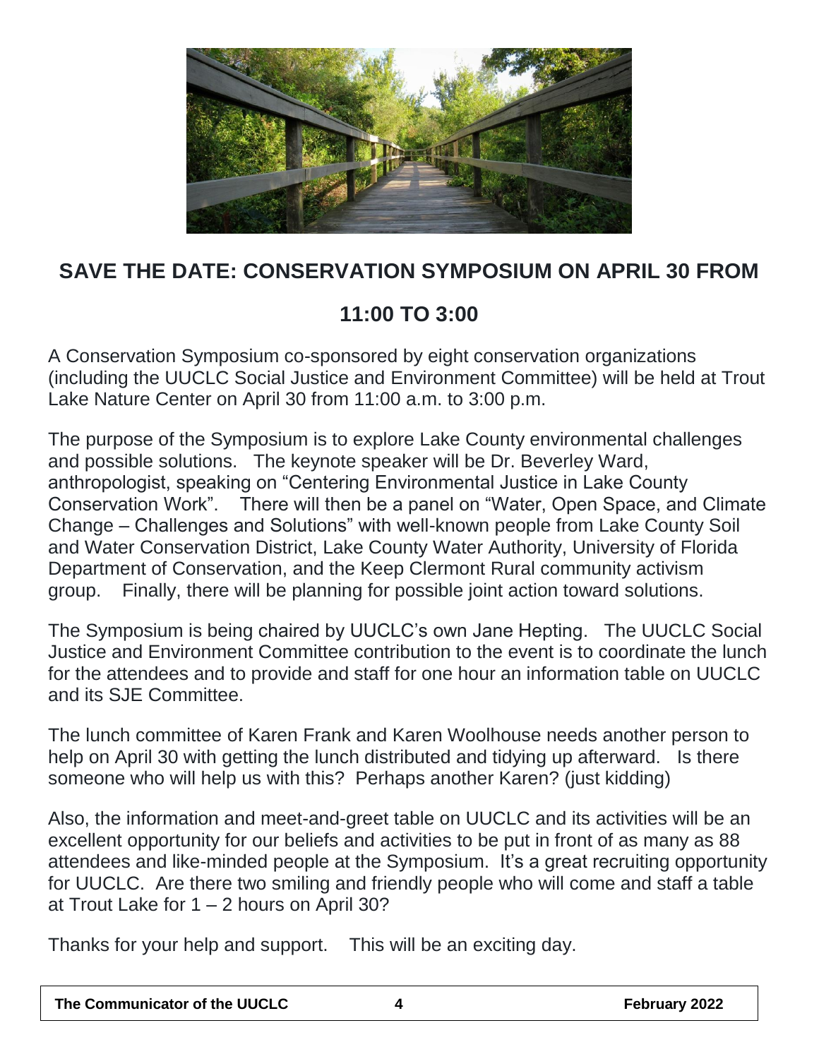## SAVE THE DATE: CONSERVATION SYMPOSIUM ON APRIL 30 FROM 11:00 TO 3:00

A Conservation Symposium co-sponsored by eight conservation organizations (including the UUCLC Social Justice and Environment Committee) will be held at Trout Lake Nature Center on April 30 from 11:00 a.m. to 3:00 p.m.

The purpose of the Symposium is to explore Lake County environmental challenges and possible solutions. The keynote speaker will be Dr. Beverley Ward, anthropologist, speaking on "Centering Environmental Justice in Lake County Conservation Work". There will then be a panel on "Water, Open Space, and Climate Change – Challenges and Solutions" with well-known people from Lake County Soil and Water Conservation District, Lake County Water Authority, University of Florida Department of Conservation, and the Keep Clermont Rural community activism group. Finally, there will be planning for possible joint action toward solutions.

The Symposium is being chaired by UUCLC's own Jane Hepting. The UUCLC Social Justice and Environment Committee contribution to the event is to coordinate the lunch for the attendees and to provide and staff for one hour an information table on UUCLC and its SJE Committee.

The lunch committee of Karen Frank and Karen Woolhouse needs another person to help on April 30 with getting the lunch distributed and tidying up afterward. Is there someone who will help us with this? Perhaps another Karen? (just kidding)

Also, the information and meet-and-greet table on UUCLC and its activities will be an excellent opportunity for our beliefs and activities to be put in front of as many as 88 attendees and like-minded people at the Symposium. It's a great recruiting opportunity for UUCLC. Are there two smiling and friendly people who will come and staff a table at Trout Lake for 1 – 2 hours on April 30?

Thanks for your help and support. This will be an exciting day.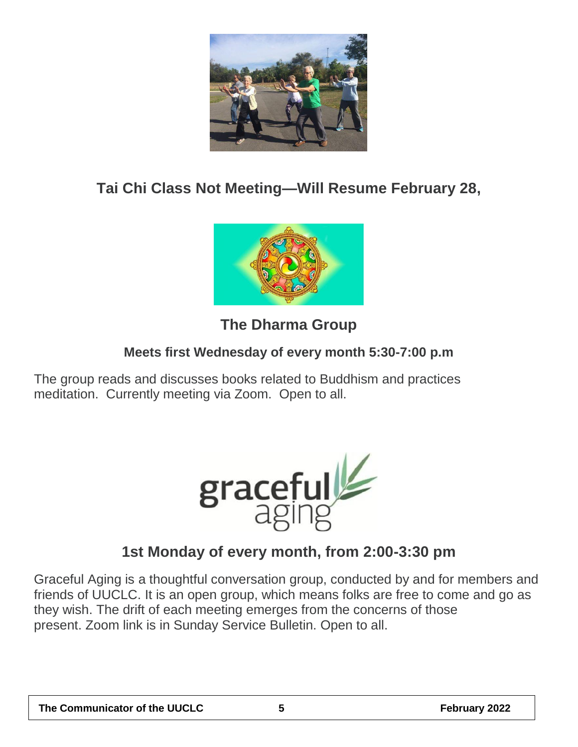## Tai Chi Class Not Meeting—Will Resume February 28,

## The Dharma Group

**Meets first Wednesday of every month 5:30-7:00 p.m**

The group reads and discusses books related to Buddhism and practices meditation. Currently meeting via Zoom. Open to all.

## 1st Monday of every month, from 2:00-3:30 pm

Graceful Aging is a thoughtful conversation group, conducted by and for members and friends of UUCLC. It is an open group, which means folks are free to come and go as they wish. The drift of each meeting emerges from the concerns of those present. Zoom link is in Sunday Service Bulletin. Open to all.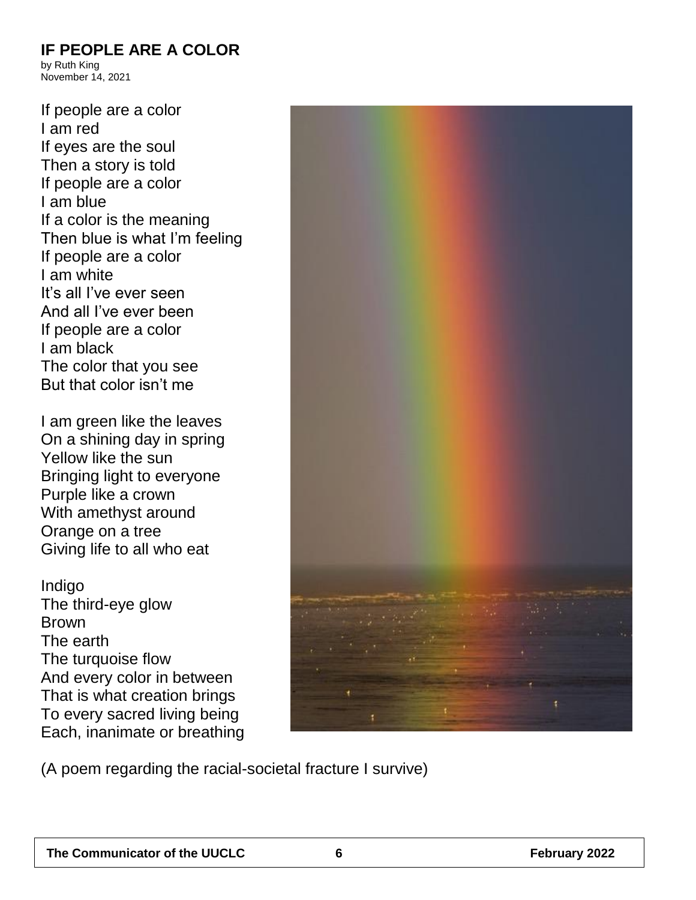## IF PEOPLE ARE A COLOR

by Ruth King
November 14, 2021

If people are a color
I am red
If eyes are the soul
Then a story is told
If people are a color
I am blue
If a color is the meaning
Then blue is what I'm feeling
If people are a color
I am white
It's all I've ever seen
And all I've ever been
If people are a color
I am black
The color that you see
But that color isn't me

I am green like the leaves
On a shining day in spring
Yellow like the sun
Bringing light to everyone
Purple like a crown
With amethyst around
Orange on a tree
Giving life to all who eat

Indigo
The third-eye glow
Brown
The earth
The turquoise flow
And every color in between
That is what creation brings
To every sacred living being
Each, inanimate or breathing

(A poem regarding the racial-societal fracture I survive)